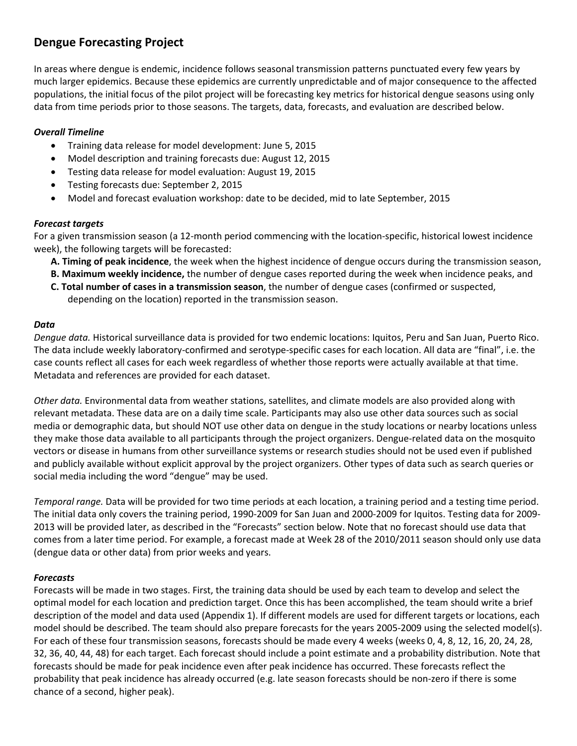# Dengue Forecasting Project

In areas where dengue is endemic, incidence follows seasonal transmission patterns punctuated every few years by much larger epidemics. Because these epidemics are currently unpredictable and of major consequence to the affected populations, the initial focus of the pilot project will be forecasting key metrics for historical dengue seasons using only data from time periods prior to those seasons. The targets, data, forecasts, and evaluation are described below.

### *Overall Timeline*

- Training data release for model development: June 5, 2015
- Model description and training forecasts due: August 12, 2015
- Testing data release for model evaluation: August 19, 2015
- Testing forecasts due: September 2, 2015
- Model and forecast evaluation workshop: date to be decided, mid to late September, 2015

### *Forecast targets*

For a given transmission season (a 12-month period commencing with the location-specific, historical lowest incidence week), the following targets will be forecasted:

**A. Timing of peak incidence**, the week when the highest incidence of dengue occurs during the transmission season,
**B. Maximum weekly incidence,** the number of dengue cases reported during the week when incidence peaks, and
**C. Total number of cases in a transmission season**, the number of dengue cases (confirmed or suspected, depending on the location) reported in the transmission season.

### *Data*

*Dengue data.* Historical surveillance data is provided for two endemic locations: Iquitos, Peru and San Juan, Puerto Rico. The data include weekly laboratory-confirmed and serotype-specific cases for each location. All data are "final", i.e. the case counts reflect all cases for each week regardless of whether those reports were actually available at that time. Metadata and references are provided for each dataset.

*Other data.* Environmental data from weather stations, satellites, and climate models are also provided along with relevant metadata. These data are on a daily time scale. Participants may also use other data sources such as social media or demographic data, but should NOT use other data on dengue in the study locations or nearby locations unless they make those data available to all participants through the project organizers. Dengue-related data on the mosquito vectors or disease in humans from other surveillance systems or research studies should not be used even if published and publicly available without explicit approval by the project organizers. Other types of data such as search queries or social media including the word "dengue" may be used.

*Temporal range.* Data will be provided for two time periods at each location, a training period and a testing time period. The initial data only covers the training period, 1990-2009 for San Juan and 2000-2009 for Iquitos. Testing data for 2009-2013 will be provided later, as described in the "Forecasts" section below. Note that no forecast should use data that comes from a later time period. For example, a forecast made at Week 28 of the 2010/2011 season should only use data (dengue data or other data) from prior weeks and years.

### *Forecasts*

Forecasts will be made in two stages. First, the training data should be used by each team to develop and select the optimal model for each location and prediction target. Once this has been accomplished, the team should write a brief description of the model and data used (Appendix 1). If different models are used for different targets or locations, each model should be described. The team should also prepare forecasts for the years 2005-2009 using the selected model(s). For each of these four transmission seasons, forecasts should be made every 4 weeks (weeks 0, 4, 8, 12, 16, 20, 24, 28, 32, 36, 40, 44, 48) for each target. Each forecast should include a point estimate and a probability distribution. Note that forecasts should be made for peak incidence even after peak incidence has occurred. These forecasts reflect the probability that peak incidence has already occurred (e.g. late season forecasts should be non-zero if there is some chance of a second, higher peak).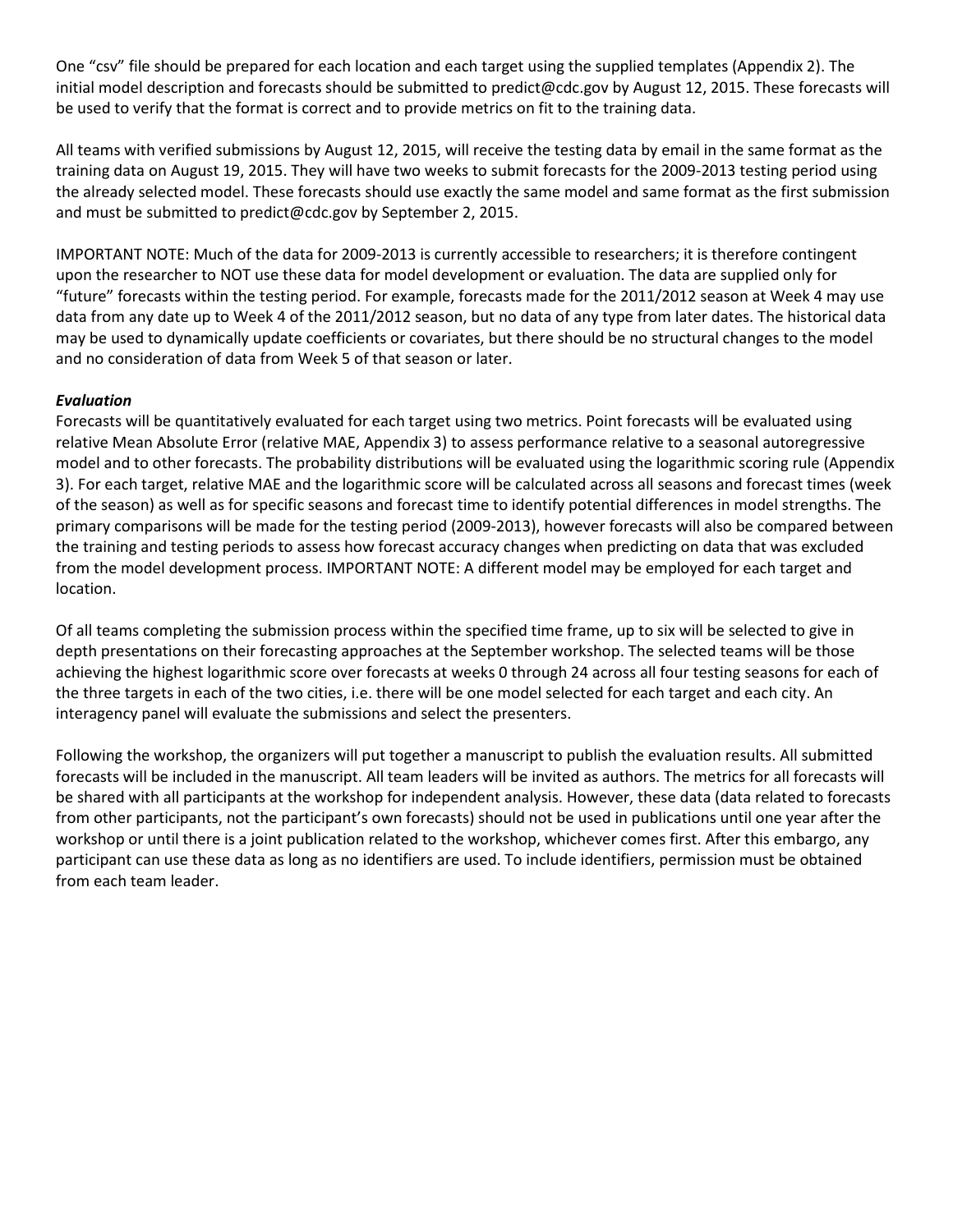One "csv" file should be prepared for each location and each target using the supplied templates (Appendix 2). The initial model description and forecasts should be submitted to predict@cdc.gov by August 12, 2015. These forecasts will be used to verify that the format is correct and to provide metrics on fit to the training data.

All teams with verified submissions by August 12, 2015, will receive the testing data by email in the same format as the training data on August 19, 2015. They will have two weeks to submit forecasts for the 2009-2013 testing period using the already selected model. These forecasts should use exactly the same model and same format as the first submission and must be submitted to predict@cdc.gov by September 2, 2015.

IMPORTANT NOTE: Much of the data for 2009-2013 is currently accessible to researchers; it is therefore contingent upon the researcher to NOT use these data for model development or evaluation. The data are supplied only for "future" forecasts within the testing period. For example, forecasts made for the 2011/2012 season at Week 4 may use data from any date up to Week 4 of the 2011/2012 season, but no data of any type from later dates. The historical data may be used to dynamically update coefficients or covariates, but there should be no structural changes to the model and no consideration of data from Week 5 of that season or later.

***Evaluation***

Forecasts will be quantitatively evaluated for each target using two metrics. Point forecasts will be evaluated using relative Mean Absolute Error (relative MAE, Appendix 3) to assess performance relative to a seasonal autoregressive model and to other forecasts. The probability distributions will be evaluated using the logarithmic scoring rule (Appendix 3). For each target, relative MAE and the logarithmic score will be calculated across all seasons and forecast times (week of the season) as well as for specific seasons and forecast time to identify potential differences in model strengths. The primary comparisons will be made for the testing period (2009-2013), however forecasts will also be compared between the training and testing periods to assess how forecast accuracy changes when predicting on data that was excluded from the model development process. IMPORTANT NOTE: A different model may be employed for each target and location.

Of all teams completing the submission process within the specified time frame, up to six will be selected to give in depth presentations on their forecasting approaches at the September workshop. The selected teams will be those achieving the highest logarithmic score over forecasts at weeks 0 through 24 across all four testing seasons for each of the three targets in each of the two cities, i.e. there will be one model selected for each target and each city. An interagency panel will evaluate the submissions and select the presenters.

Following the workshop, the organizers will put together a manuscript to publish the evaluation results. All submitted forecasts will be included in the manuscript. All team leaders will be invited as authors. The metrics for all forecasts will be shared with all participants at the workshop for independent analysis. However, these data (data related to forecasts from other participants, not the participant's own forecasts) should not be used in publications until one year after the workshop or until there is a joint publication related to the workshop, whichever comes first. After this embargo, any participant can use these data as long as no identifiers are used. To include identifiers, permission must be obtained from each team leader.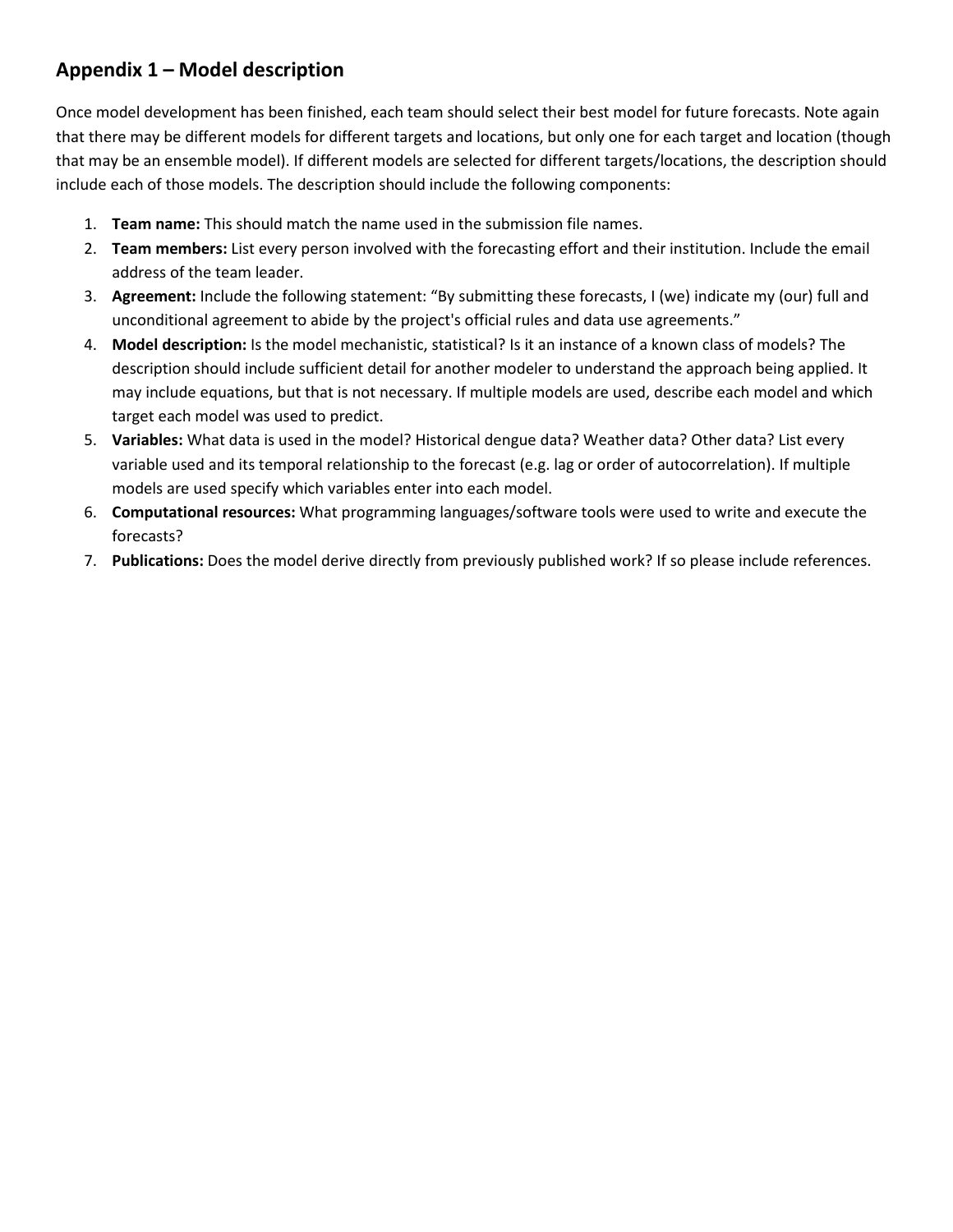## Appendix 1 – Model description

Once model development has been finished, each team should select their best model for future forecasts. Note again that there may be different models for different targets and locations, but only one for each target and location (though that may be an ensemble model). If different models are selected for different targets/locations, the description should include each of those models. The description should include the following components:

1. **Team name:** This should match the name used in the submission file names.
2. **Team members:** List every person involved with the forecasting effort and their institution. Include the email address of the team leader.
3. **Agreement:** Include the following statement: "By submitting these forecasts, I (we) indicate my (our) full and unconditional agreement to abide by the project's official rules and data use agreements."
4. **Model description:** Is the model mechanistic, statistical? Is it an instance of a known class of models? The description should include sufficient detail for another modeler to understand the approach being applied. It may include equations, but that is not necessary. If multiple models are used, describe each model and which target each model was used to predict.
5. **Variables:** What data is used in the model? Historical dengue data? Weather data? Other data? List every variable used and its temporal relationship to the forecast (e.g. lag or order of autocorrelation). If multiple models are used specify which variables enter into each model.
6. **Computational resources:** What programming languages/software tools were used to write and execute the forecasts?
7. **Publications:** Does the model derive directly from previously published work? If so please include references.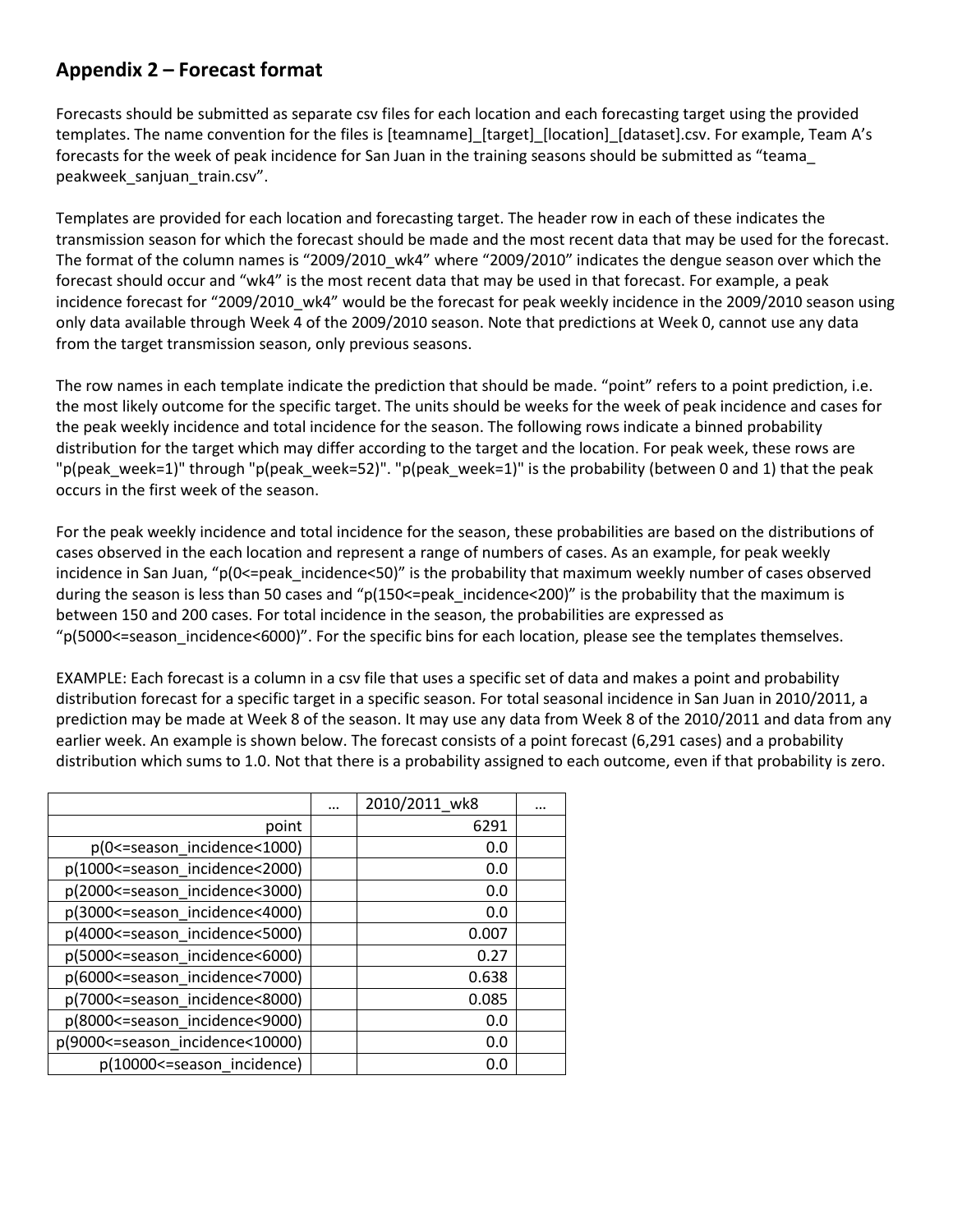## Appendix 2 – Forecast format

Forecasts should be submitted as separate csv files for each location and each forecasting target using the provided templates. The name convention for the files is [teamname]_[target]_[location]_[dataset].csv. For example, Team A's forecasts for the week of peak incidence for San Juan in the training seasons should be submitted as "teama_ peakweek_sanjuan_train.csv".

Templates are provided for each location and forecasting target. The header row in each of these indicates the transmission season for which the forecast should be made and the most recent data that may be used for the forecast. The format of the column names is "2009/2010_wk4" where "2009/2010" indicates the dengue season over which the forecast should occur and "wk4" is the most recent data that may be used in that forecast. For example, a peak incidence forecast for "2009/2010_wk4" would be the forecast for peak weekly incidence in the 2009/2010 season using only data available through Week 4 of the 2009/2010 season. Note that predictions at Week 0, cannot use any data from the target transmission season, only previous seasons.

The row names in each template indicate the prediction that should be made. "point" refers to a point prediction, i.e. the most likely outcome for the specific target. The units should be weeks for the week of peak incidence and cases for the peak weekly incidence and total incidence for the season. The following rows indicate a binned probability distribution for the target which may differ according to the target and the location. For peak week, these rows are "p(peak_week=1)" through "p(peak_week=52)". "p(peak_week=1)" is the probability (between 0 and 1) that the peak occurs in the first week of the season.

For the peak weekly incidence and total incidence for the season, these probabilities are based on the distributions of cases observed in the each location and represent a range of numbers of cases. As an example, for peak weekly incidence in San Juan, "p(0<=peak_incidence<50)" is the probability that maximum weekly number of cases observed during the season is less than 50 cases and "p(150<=peak_incidence<200)" is the probability that the maximum is between 150 and 200 cases. For total incidence in the season, the probabilities are expressed as "p(5000<=season_incidence<6000)". For the specific bins for each location, please see the templates themselves.

EXAMPLE: Each forecast is a column in a csv file that uses a specific set of data and makes a point and probability distribution forecast for a specific target in a specific season. For total seasonal incidence in San Juan in 2010/2011, a prediction may be made at Week 8 of the season. It may use any data from Week 8 of the 2010/2011 and data from any earlier week. An example is shown below. The forecast consists of a point forecast (6,291 cases) and a probability distribution which sums to 1.0. Not that there is a probability assigned to each outcome, even if that probability is zero.

| | … | 2010/2011_wk8 | … |
|---:|---|---:|---|
| point | | 6291 | |
| p(0<=season_incidence<1000) | | 0.0 | |
| p(1000<=season_incidence<2000) | | 0.0 | |
| p(2000<=season_incidence<3000) | | 0.0 | |
| p(3000<=season_incidence<4000) | | 0.0 | |
| p(4000<=season_incidence<5000) | | 0.007 | |
| p(5000<=season_incidence<6000) | | 0.27 | |
| p(6000<=season_incidence<7000) | | 0.638 | |
| p(7000<=season_incidence<8000) | | 0.085 | |
| p(8000<=season_incidence<9000) | | 0.0 | |
| p(9000<=season_incidence<10000) | | 0.0 | |
| p(10000<=season_incidence) | | 0.0 | |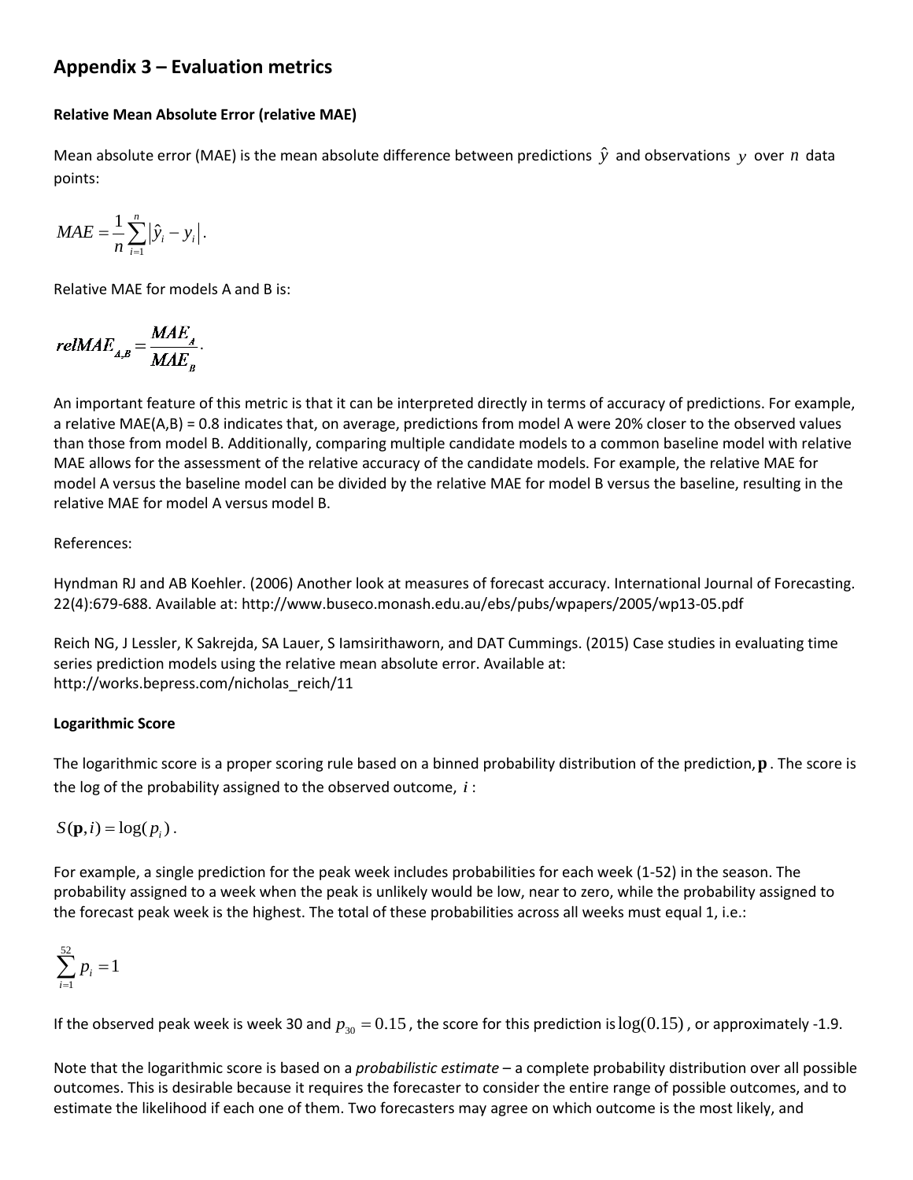## Appendix 3 – Evaluation metrics

**Relative Mean Absolute Error (relative MAE)**

Mean absolute error (MAE) is the mean absolute difference between predictions $\hat{y}$ and observations $y$ over $n$ data points:

$$MAE = \frac{1}{n}\sum_{i=1}^{n}\left|\hat{y}_i - y_i\right|.$$

Relative MAE for models A and B is:

$$relMAE_{A,B} = \frac{MAE_A}{MAE_B}.$$

An important feature of this metric is that it can be interpreted directly in terms of accuracy of predictions. For example, a relative MAE(A,B) = 0.8 indicates that, on average, predictions from model A were 20% closer to the observed values than those from model B. Additionally, comparing multiple candidate models to a common baseline model with relative MAE allows for the assessment of the relative accuracy of the candidate models. For example, the relative MAE for model A versus the baseline model can be divided by the relative MAE for model B versus the baseline, resulting in the relative MAE for model A versus model B.

References:

Hyndman RJ and AB Koehler. (2006) Another look at measures of forecast accuracy. International Journal of Forecasting. 22(4):679-688. Available at: http://www.buseco.monash.edu.au/ebs/pubs/wpapers/2005/wp13-05.pdf

Reich NG, J Lessler, K Sakrejda, SA Lauer, S Iamsirithaworn, and DAT Cummings. (2015) Case studies in evaluating time series prediction models using the relative mean absolute error. Available at: http://works.bepress.com/nicholas_reich/11

**Logarithmic Score**

The logarithmic score is a proper scoring rule based on a binned probability distribution of the prediction, $\mathbf{p}$. The score is the log of the probability assigned to the observed outcome, $i$:

$$S(\mathbf{p}, i) = \log(p_i).$$

For example, a single prediction for the peak week includes probabilities for each week (1-52) in the season. The probability assigned to a week when the peak is unlikely would be low, near to zero, while the probability assigned to the forecast peak week is the highest. The total of these probabilities across all weeks must equal 1, i.e.:

$$\sum_{i=1}^{52} p_i = 1$$

If the observed peak week is week 30 and $p_{30} = 0.15$, the score for this prediction is $\log(0.15)$, or approximately -1.9.

Note that the logarithmic score is based on a *probabilistic estimate* – a complete probability distribution over all possible outcomes. This is desirable because it requires the forecaster to consider the entire range of possible outcomes, and to estimate the likelihood if each one of them. Two forecasters may agree on which outcome is the most likely, and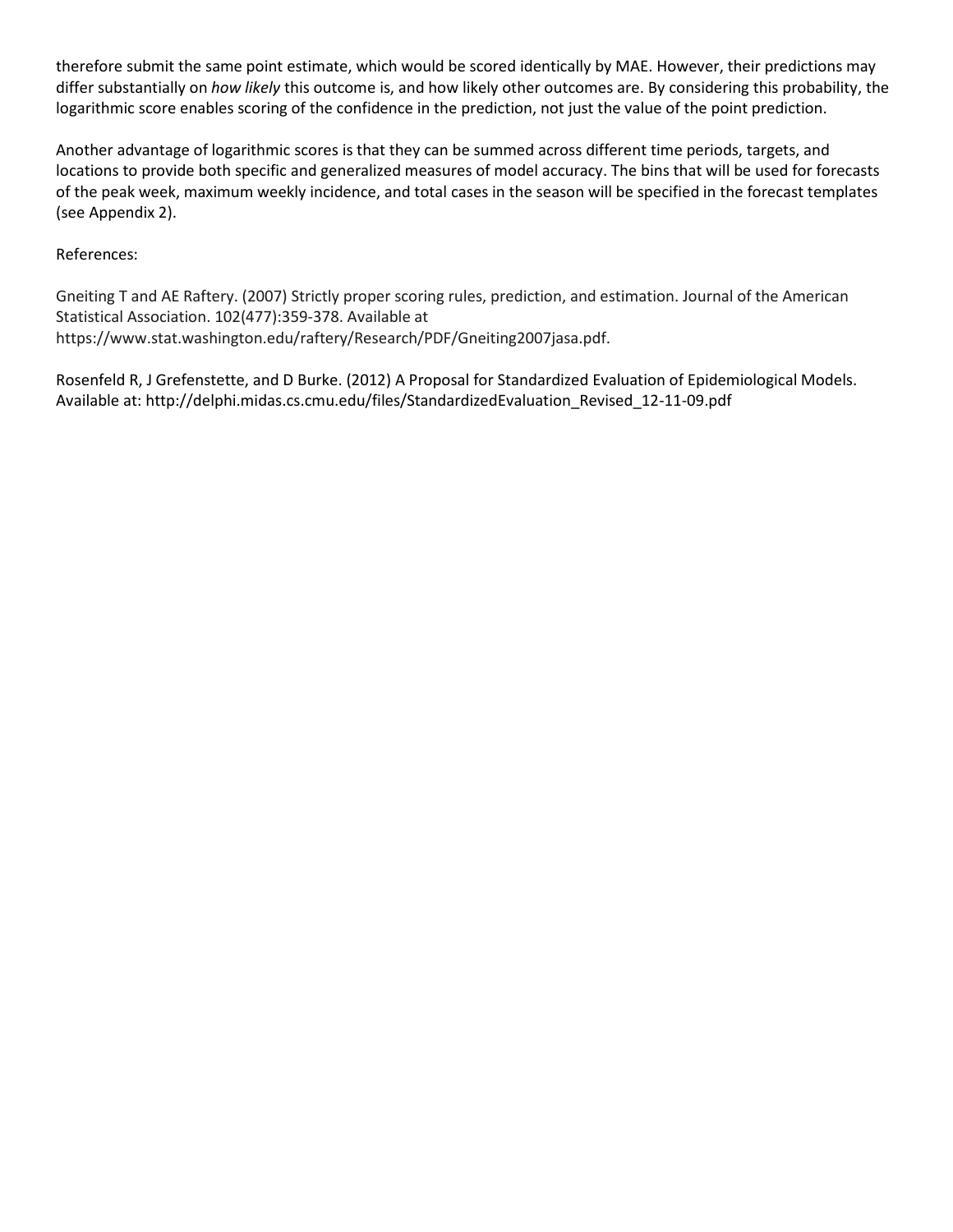therefore submit the same point estimate, which would be scored identically by MAE. However, their predictions may differ substantially on *how likely* this outcome is, and how likely other outcomes are. By considering this probability, the logarithmic score enables scoring of the confidence in the prediction, not just the value of the point prediction.

Another advantage of logarithmic scores is that they can be summed across different time periods, targets, and locations to provide both specific and generalized measures of model accuracy. The bins that will be used for forecasts of the peak week, maximum weekly incidence, and total cases in the season will be specified in the forecast templates (see Appendix 2).

References:

Gneiting T and AE Raftery. (2007) Strictly proper scoring rules, prediction, and estimation. Journal of the American Statistical Association. 102(477):359-378. Available at https://www.stat.washington.edu/raftery/Research/PDF/Gneiting2007jasa.pdf.

Rosenfeld R, J Grefenstette, and D Burke. (2012) A Proposal for Standardized Evaluation of Epidemiological Models. Available at: http://delphi.midas.cs.cmu.edu/files/StandardizedEvaluation_Revised_12-11-09.pdf